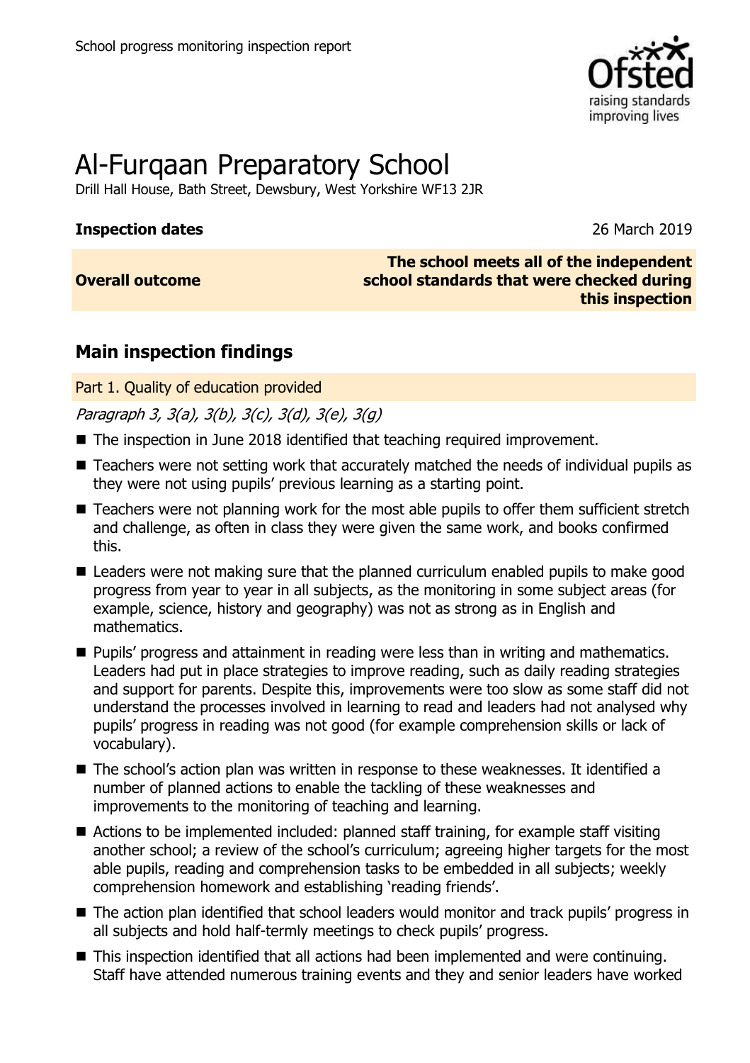# Al-Furqaan Preparatory School

Drill Hall House, Bath Street, Dewsbury, West Yorkshire WF13 2JR

| | |
|---|---|
| **Inspection dates** | 26 March 2019 |
| **Overall outcome** | **The school meets all of the independent school standards that were checked during this inspection** |

## Main inspection findings

### Part 1. Quality of education provided

*Paragraph 3, 3(a), 3(b), 3(c), 3(d), 3(e), 3(g)*

- The inspection in June 2018 identified that teaching required improvement.
- Teachers were not setting work that accurately matched the needs of individual pupils as they were not using pupils' previous learning as a starting point.
- Teachers were not planning work for the most able pupils to offer them sufficient stretch and challenge, as often in class they were given the same work, and books confirmed this.
- Leaders were not making sure that the planned curriculum enabled pupils to make good progress from year to year in all subjects, as the monitoring in some subject areas (for example, science, history and geography) was not as strong as in English and mathematics.
- Pupils' progress and attainment in reading were less than in writing and mathematics. Leaders had put in place strategies to improve reading, such as daily reading strategies and support for parents. Despite this, improvements were too slow as some staff did not understand the processes involved in learning to read and leaders had not analysed why pupils' progress in reading was not good (for example comprehension skills or lack of vocabulary).
- The school's action plan was written in response to these weaknesses. It identified a number of planned actions to enable the tackling of these weaknesses and improvements to the monitoring of teaching and learning.
- Actions to be implemented included: planned staff training, for example staff visiting another school; a review of the school's curriculum; agreeing higher targets for the most able pupils, reading and comprehension tasks to be embedded in all subjects; weekly comprehension homework and establishing 'reading friends'.
- The action plan identified that school leaders would monitor and track pupils' progress in all subjects and hold half-termly meetings to check pupils' progress.
- This inspection identified that all actions had been implemented and were continuing. Staff have attended numerous training events and they and senior leaders have worked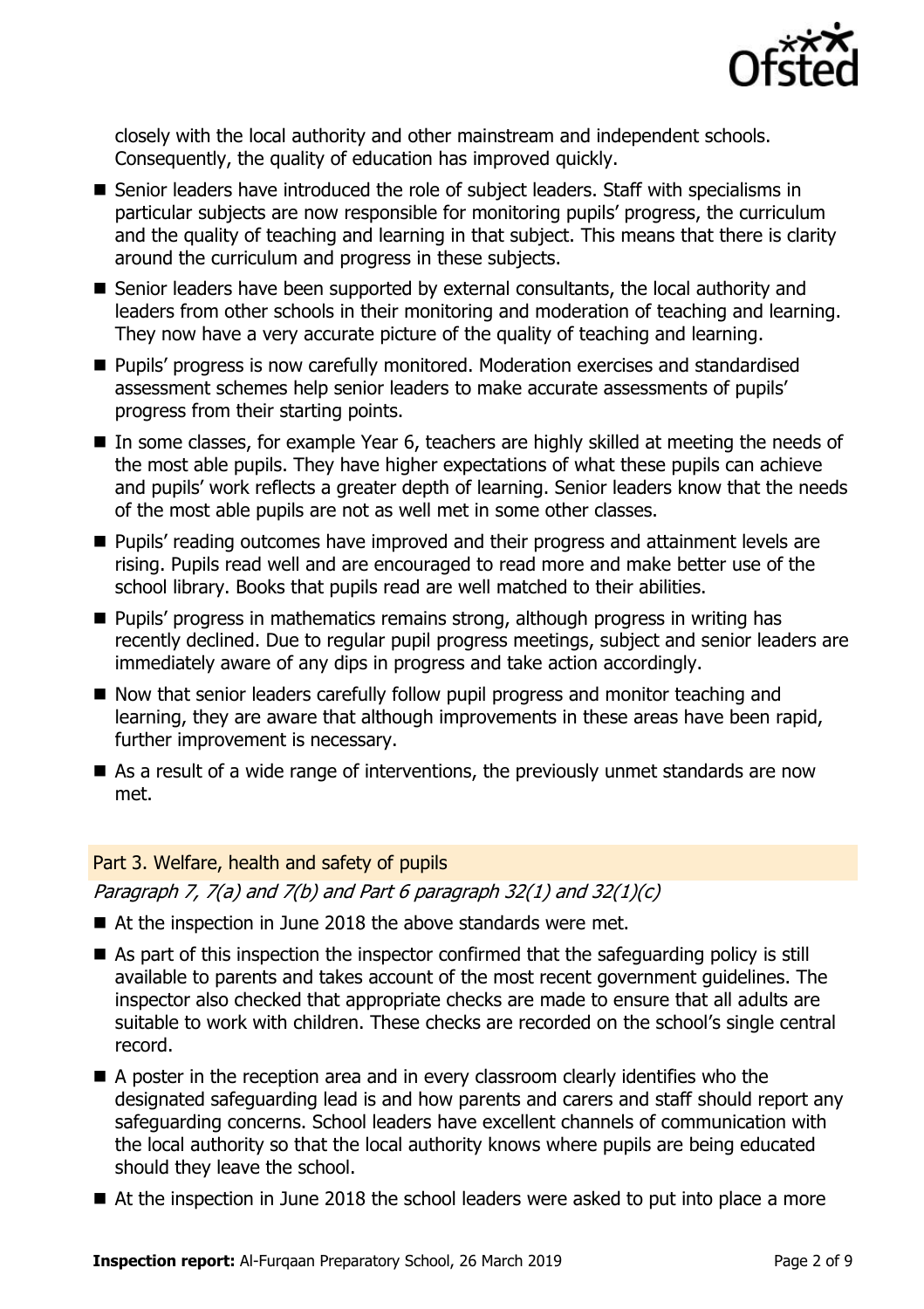closely with the local authority and other mainstream and independent schools. Consequently, the quality of education has improved quickly.

- Senior leaders have introduced the role of subject leaders. Staff with specialisms in particular subjects are now responsible for monitoring pupils' progress, the curriculum and the quality of teaching and learning in that subject. This means that there is clarity around the curriculum and progress in these subjects.
- Senior leaders have been supported by external consultants, the local authority and leaders from other schools in their monitoring and moderation of teaching and learning. They now have a very accurate picture of the quality of teaching and learning.
- Pupils' progress is now carefully monitored. Moderation exercises and standardised assessment schemes help senior leaders to make accurate assessments of pupils' progress from their starting points.
- In some classes, for example Year 6, teachers are highly skilled at meeting the needs of the most able pupils. They have higher expectations of what these pupils can achieve and pupils' work reflects a greater depth of learning. Senior leaders know that the needs of the most able pupils are not as well met in some other classes.
- Pupils' reading outcomes have improved and their progress and attainment levels are rising. Pupils read well and are encouraged to read more and make better use of the school library. Books that pupils read are well matched to their abilities.
- Pupils' progress in mathematics remains strong, although progress in writing has recently declined. Due to regular pupil progress meetings, subject and senior leaders are immediately aware of any dips in progress and take action accordingly.
- Now that senior leaders carefully follow pupil progress and monitor teaching and learning, they are aware that although improvements in these areas have been rapid, further improvement is necessary.
- As a result of a wide range of interventions, the previously unmet standards are now met.

## Part 3. Welfare, health and safety of pupils

*Paragraph 7, 7(a) and 7(b) and Part 6 paragraph 32(1) and 32(1)(c)*

- At the inspection in June 2018 the above standards were met.
- As part of this inspection the inspector confirmed that the safeguarding policy is still available to parents and takes account of the most recent government guidelines. The inspector also checked that appropriate checks are made to ensure that all adults are suitable to work with children. These checks are recorded on the school's single central record.
- A poster in the reception area and in every classroom clearly identifies who the designated safeguarding lead is and how parents and carers and staff should report any safeguarding concerns. School leaders have excellent channels of communication with the local authority so that the local authority knows where pupils are being educated should they leave the school.
- At the inspection in June 2018 the school leaders were asked to put into place a more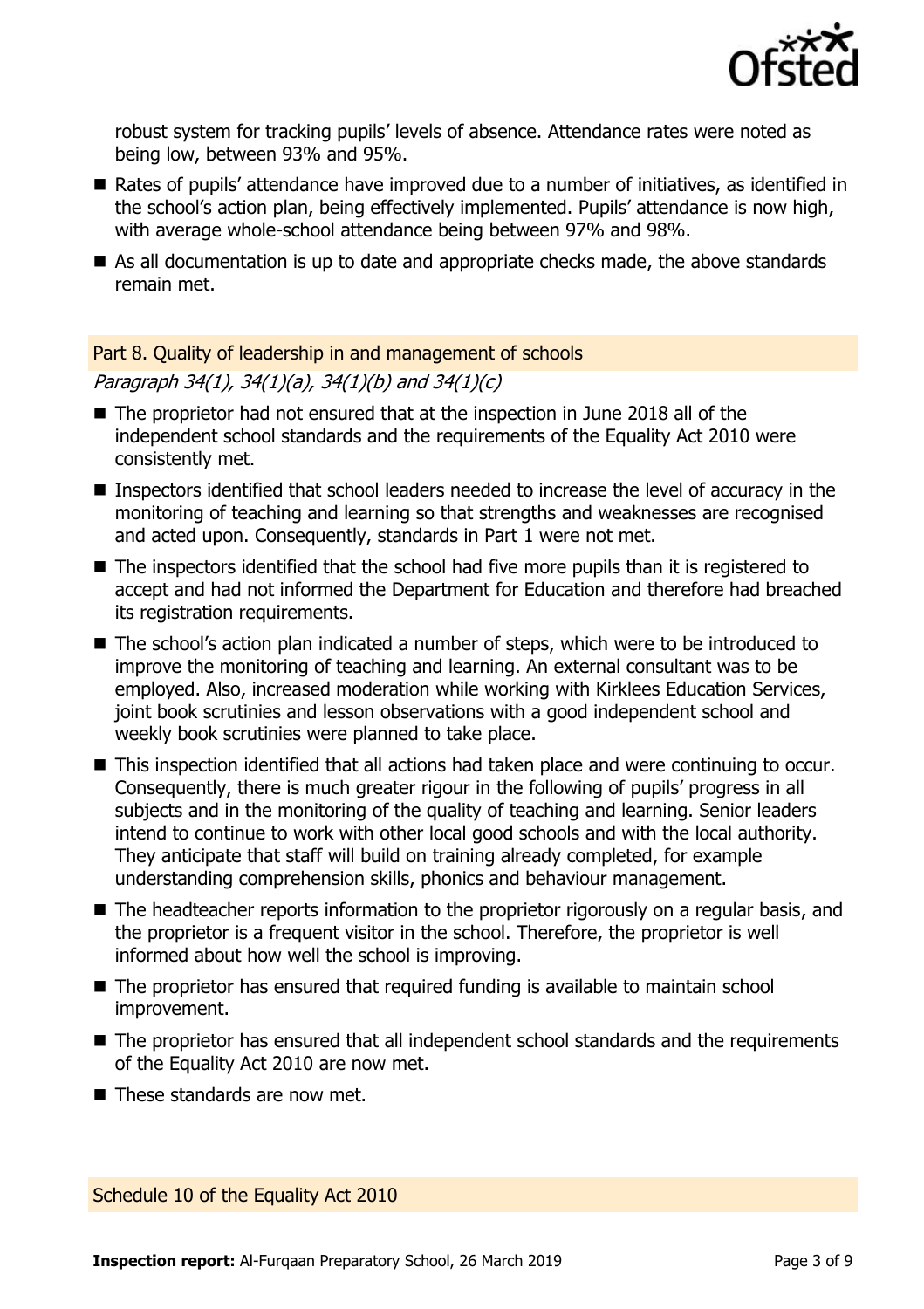robust system for tracking pupils' levels of absence. Attendance rates were noted as being low, between 93% and 95%.

- Rates of pupils' attendance have improved due to a number of initiatives, as identified in the school's action plan, being effectively implemented. Pupils' attendance is now high, with average whole-school attendance being between 97% and 98%.
- As all documentation is up to date and appropriate checks made, the above standards remain met.

## Part 8. Quality of leadership in and management of schools

*Paragraph 34(1), 34(1)(a), 34(1)(b) and 34(1)(c)*

- The proprietor had not ensured that at the inspection in June 2018 all of the independent school standards and the requirements of the Equality Act 2010 were consistently met.
- Inspectors identified that school leaders needed to increase the level of accuracy in the monitoring of teaching and learning so that strengths and weaknesses are recognised and acted upon. Consequently, standards in Part 1 were not met.
- The inspectors identified that the school had five more pupils than it is registered to accept and had not informed the Department for Education and therefore had breached its registration requirements.
- The school's action plan indicated a number of steps, which were to be introduced to improve the monitoring of teaching and learning. An external consultant was to be employed. Also, increased moderation while working with Kirklees Education Services, joint book scrutinies and lesson observations with a good independent school and weekly book scrutinies were planned to take place.
- This inspection identified that all actions had taken place and were continuing to occur. Consequently, there is much greater rigour in the following of pupils' progress in all subjects and in the monitoring of the quality of teaching and learning. Senior leaders intend to continue to work with other local good schools and with the local authority. They anticipate that staff will build on training already completed, for example understanding comprehension skills, phonics and behaviour management.
- The headteacher reports information to the proprietor rigorously on a regular basis, and the proprietor is a frequent visitor in the school. Therefore, the proprietor is well informed about how well the school is improving.
- The proprietor has ensured that required funding is available to maintain school improvement.
- The proprietor has ensured that all independent school standards and the requirements of the Equality Act 2010 are now met.
- These standards are now met.

## Schedule 10 of the Equality Act 2010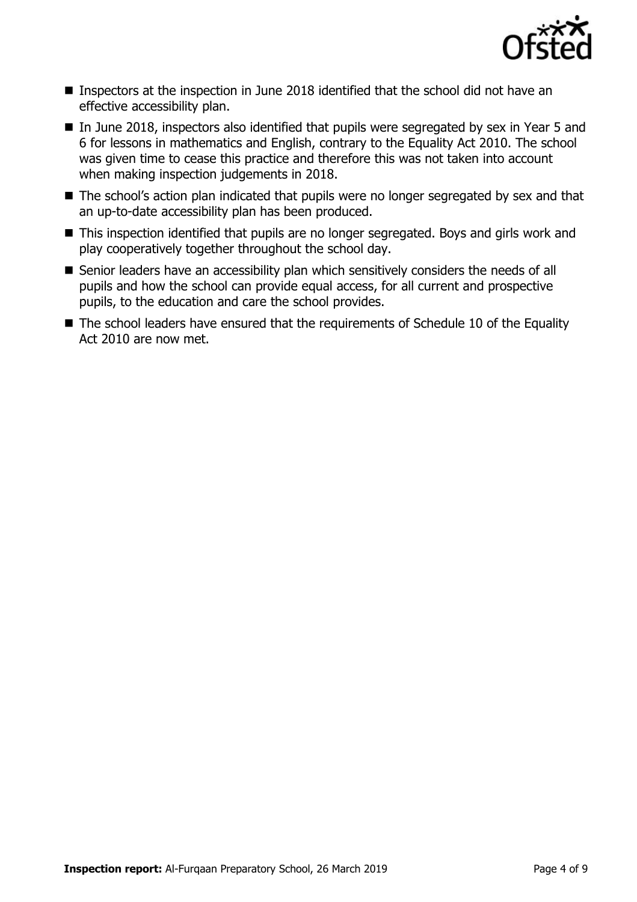- Inspectors at the inspection in June 2018 identified that the school did not have an effective accessibility plan.
- In June 2018, inspectors also identified that pupils were segregated by sex in Year 5 and 6 for lessons in mathematics and English, contrary to the Equality Act 2010. The school was given time to cease this practice and therefore this was not taken into account when making inspection judgements in 2018.
- The school's action plan indicated that pupils were no longer segregated by sex and that an up-to-date accessibility plan has been produced.
- This inspection identified that pupils are no longer segregated. Boys and girls work and play cooperatively together throughout the school day.
- Senior leaders have an accessibility plan which sensitively considers the needs of all pupils and how the school can provide equal access, for all current and prospective pupils, to the education and care the school provides.
- The school leaders have ensured that the requirements of Schedule 10 of the Equality Act 2010 are now met.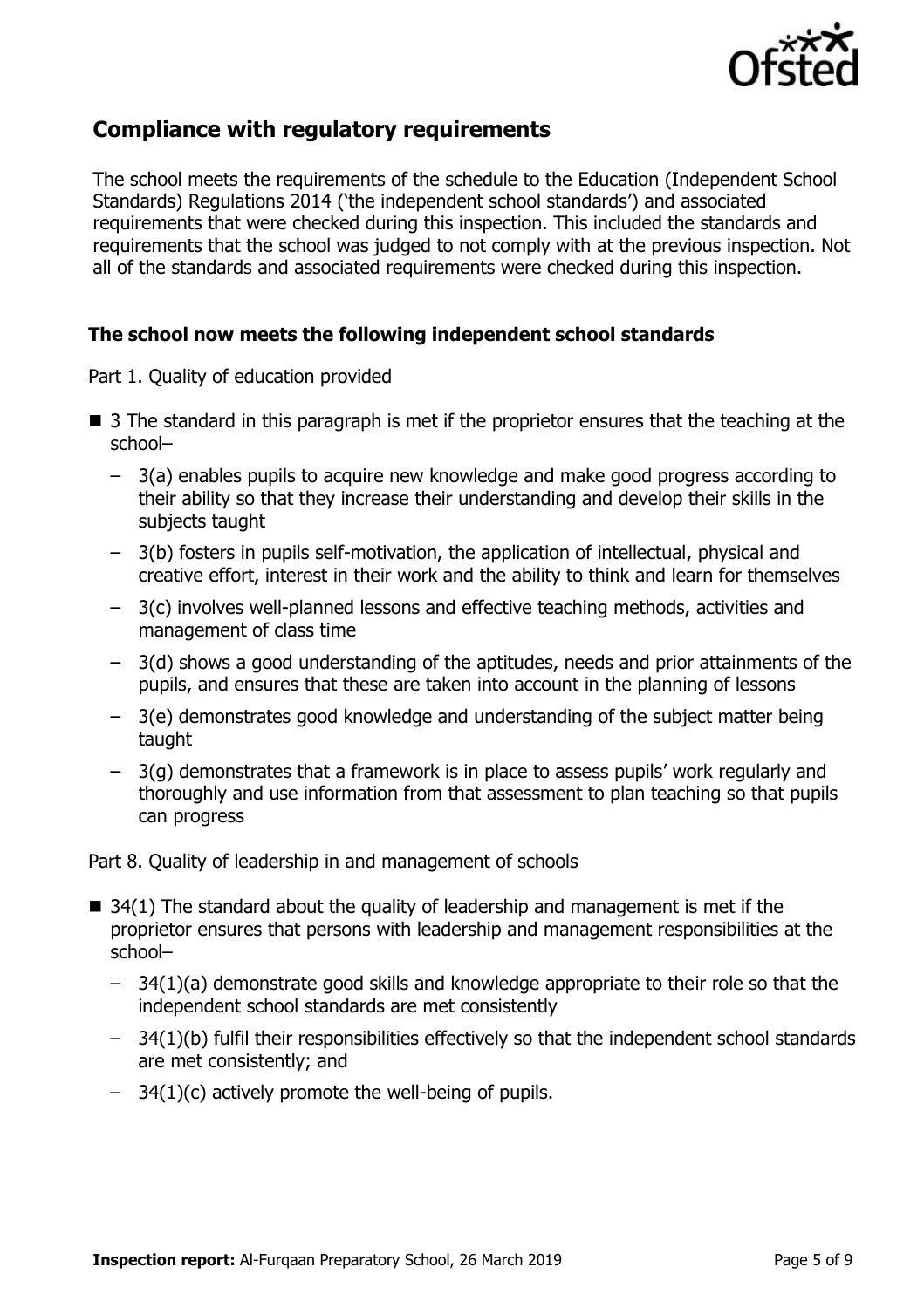## Compliance with regulatory requirements

The school meets the requirements of the schedule to the Education (Independent School Standards) Regulations 2014 ('the independent school standards') and associated requirements that were checked during this inspection. This included the standards and requirements that the school was judged to not comply with at the previous inspection. Not all of the standards and associated requirements were checked during this inspection.

### The school now meets the following independent school standards

Part 1. Quality of education provided

- 3 The standard in this paragraph is met if the proprietor ensures that the teaching at the school–
  - 3(a) enables pupils to acquire new knowledge and make good progress according to their ability so that they increase their understanding and develop their skills in the subjects taught
  - 3(b) fosters in pupils self-motivation, the application of intellectual, physical and creative effort, interest in their work and the ability to think and learn for themselves
  - 3(c) involves well-planned lessons and effective teaching methods, activities and management of class time
  - 3(d) shows a good understanding of the aptitudes, needs and prior attainments of the pupils, and ensures that these are taken into account in the planning of lessons
  - 3(e) demonstrates good knowledge and understanding of the subject matter being taught
  - 3(g) demonstrates that a framework is in place to assess pupils' work regularly and thoroughly and use information from that assessment to plan teaching so that pupils can progress

Part 8. Quality of leadership in and management of schools

- 34(1) The standard about the quality of leadership and management is met if the proprietor ensures that persons with leadership and management responsibilities at the school–
  - 34(1)(a) demonstrate good skills and knowledge appropriate to their role so that the independent school standards are met consistently
  - 34(1)(b) fulfil their responsibilities effectively so that the independent school standards are met consistently; and
  - 34(1)(c) actively promote the well-being of pupils.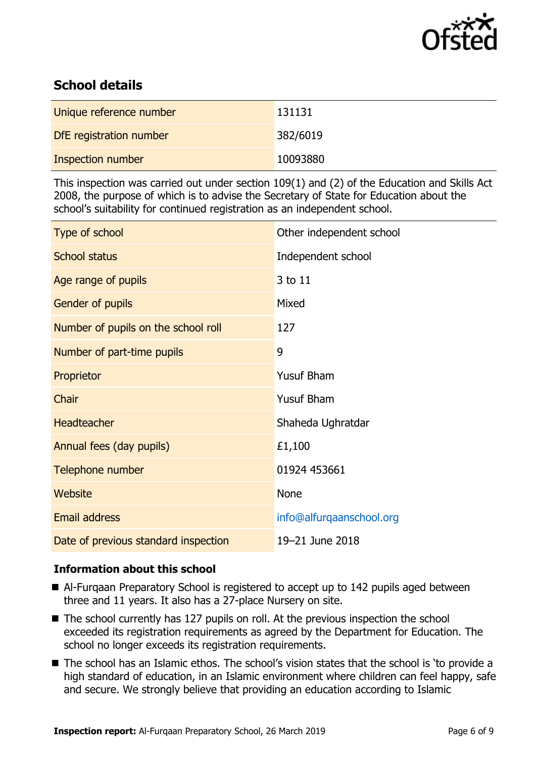## School details

| | |
|---|---|
| Unique reference number | 131131 |
| DfE registration number | 382/6019 |
| Inspection number | 10093880 |

This inspection was carried out under section 109(1) and (2) of the Education and Skills Act 2008, the purpose of which is to advise the Secretary of State for Education about the school's suitability for continued registration as an independent school.

| | |
|---|---|
| Type of school | Other independent school |
| School status | Independent school |
| Age range of pupils | 3 to 11 |
| Gender of pupils | Mixed |
| Number of pupils on the school roll | 127 |
| Number of part-time pupils | 9 |
| Proprietor | Yusuf Bham |
| Chair | Yusuf Bham |
| Headteacher | Shaheda Ughratdar |
| Annual fees (day pupils) | £1,100 |
| Telephone number | 01924 453661 |
| Website | None |
| Email address | info@alfurqaanschool.org |
| Date of previous standard inspection | 19–21 June 2018 |

### Information about this school

- Al-Furqaan Preparatory School is registered to accept up to 142 pupils aged between three and 11 years. It also has a 27-place Nursery on site.
- The school currently has 127 pupils on roll. At the previous inspection the school exceeded its registration requirements as agreed by the Department for Education. The school no longer exceeds its registration requirements.
- The school has an Islamic ethos. The school's vision states that the school is 'to provide a high standard of education, in an Islamic environment where children can feel happy, safe and secure. We strongly believe that providing an education according to Islamic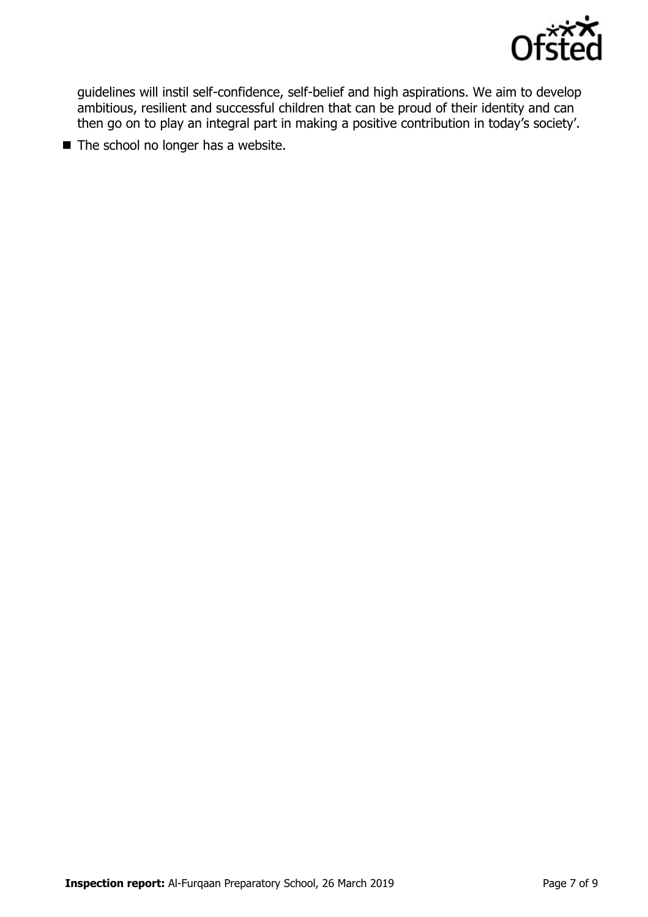guidelines will instil self-confidence, self-belief and high aspirations. We aim to develop ambitious, resilient and successful children that can be proud of their identity and can then go on to play an integral part in making a positive contribution in today's society'.

- The school no longer has a website.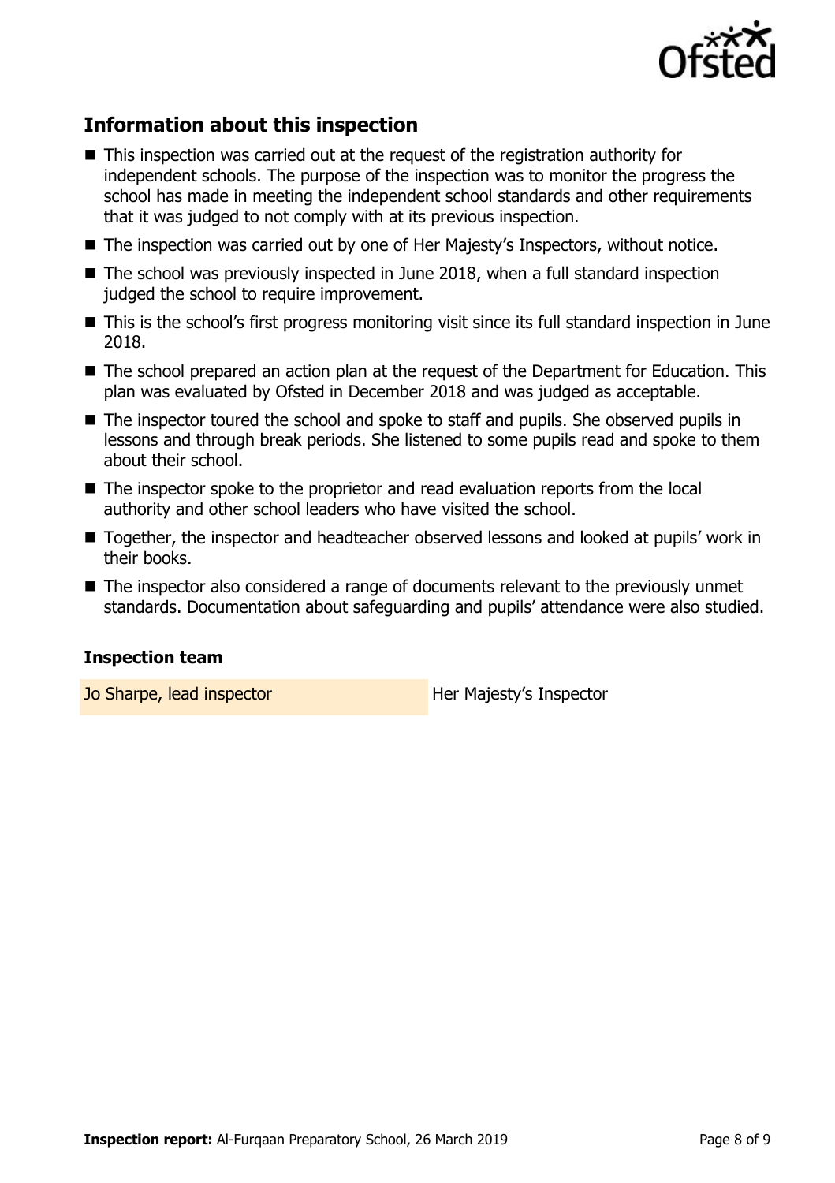## Information about this inspection

- This inspection was carried out at the request of the registration authority for independent schools. The purpose of the inspection was to monitor the progress the school has made in meeting the independent school standards and other requirements that it was judged to not comply with at its previous inspection.
- The inspection was carried out by one of Her Majesty's Inspectors, without notice.
- The school was previously inspected in June 2018, when a full standard inspection judged the school to require improvement.
- This is the school's first progress monitoring visit since its full standard inspection in June 2018.
- The school prepared an action plan at the request of the Department for Education. This plan was evaluated by Ofsted in December 2018 and was judged as acceptable.
- The inspector toured the school and spoke to staff and pupils. She observed pupils in lessons and through break periods. She listened to some pupils read and spoke to them about their school.
- The inspector spoke to the proprietor and read evaluation reports from the local authority and other school leaders who have visited the school.
- Together, the inspector and headteacher observed lessons and looked at pupils' work in their books.
- The inspector also considered a range of documents relevant to the previously unmet standards. Documentation about safeguarding and pupils' attendance were also studied.

### Inspection team

| | |
|---|---|
| Jo Sharpe, lead inspector | Her Majesty's Inspector |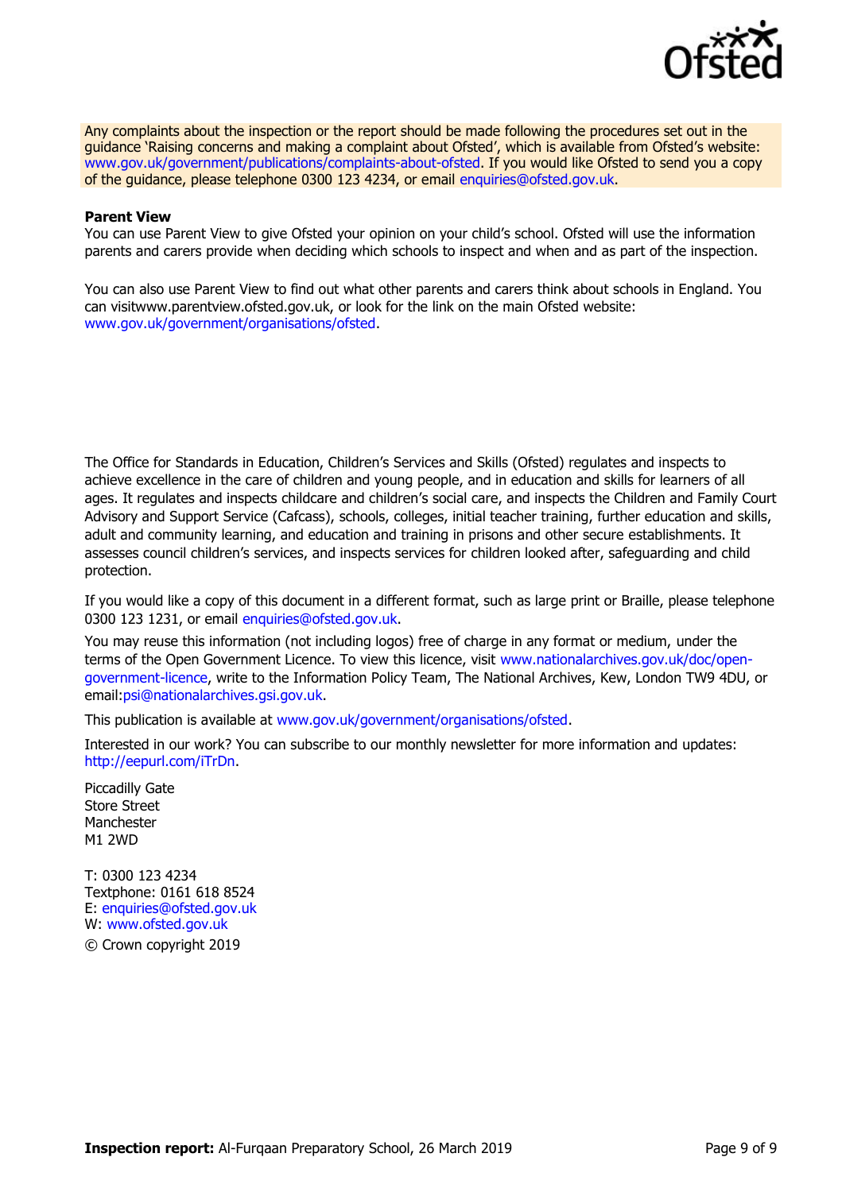Any complaints about the inspection or the report should be made following the procedures set out in the guidance 'Raising concerns and making a complaint about Ofsted', which is available from Ofsted's website: www.gov.uk/government/publications/complaints-about-ofsted. If you would like Ofsted to send you a copy of the guidance, please telephone 0300 123 4234, or email enquiries@ofsted.gov.uk.

**Parent View**

You can use Parent View to give Ofsted your opinion on your child's school. Ofsted will use the information parents and carers provide when deciding which schools to inspect and when and as part of the inspection.

You can also use Parent View to find out what other parents and carers think about schools in England. You can visitwww.parentview.ofsted.gov.uk, or look for the link on the main Ofsted website: www.gov.uk/government/organisations/ofsted.

The Office for Standards in Education, Children's Services and Skills (Ofsted) regulates and inspects to achieve excellence in the care of children and young people, and in education and skills for learners of all ages. It regulates and inspects childcare and children's social care, and inspects the Children and Family Court Advisory and Support Service (Cafcass), schools, colleges, initial teacher training, further education and skills, adult and community learning, and education and training in prisons and other secure establishments. It assesses council children's services, and inspects services for children looked after, safeguarding and child protection.

If you would like a copy of this document in a different format, such as large print or Braille, please telephone 0300 123 1231, or email enquiries@ofsted.gov.uk.

You may reuse this information (not including logos) free of charge in any format or medium, under the terms of the Open Government Licence. To view this licence, visit www.nationalarchives.gov.uk/doc/open-government-licence, write to the Information Policy Team, The National Archives, Kew, London TW9 4DU, or email:psi@nationalarchives.gsi.gov.uk.

This publication is available at www.gov.uk/government/organisations/ofsted.

Interested in our work? You can subscribe to our monthly newsletter for more information and updates: http://eepurl.com/iTrDn.

Piccadilly Gate
Store Street
Manchester
M1 2WD

T: 0300 123 4234
Textphone: 0161 618 8524
E: enquiries@ofsted.gov.uk
W: www.ofsted.gov.uk

© Crown copyright 2019